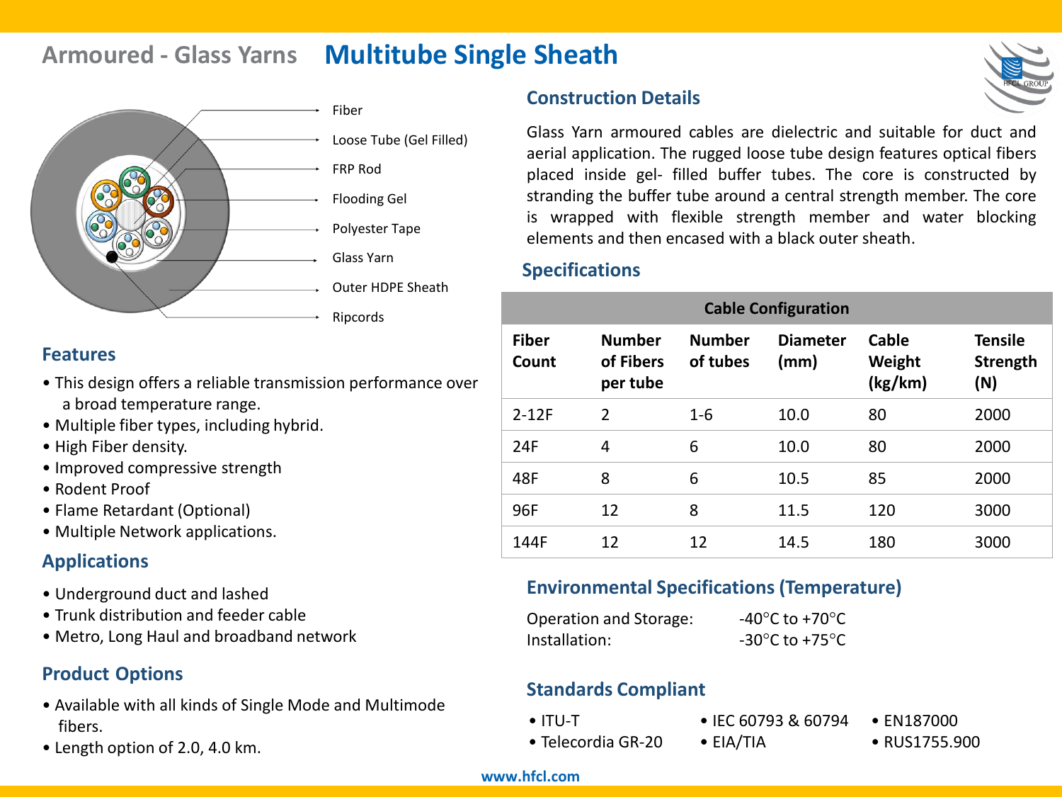# Armoured - Glass Yarns **Multitube Single Sheath**

- Fiber
- Loose Tube (Gel Filled)
- FRP Rod
- Flooding Gel
- Polyester Tape
- Glass Yarn
- Outer HDPE Sheath
- Ripcords

## Features

- This design offers a reliable transmission performance over a broad temperature range.
- Multiple fiber types, including hybrid.
- High Fiber density.
- Improved compressive strength
- Rodent Proof
- Flame Retardant (Optional)
- Multiple Network applications.

## Applications

- Underground duct and lashed
- Trunk distribution and feeder cable
- Metro, Long Haul and broadband network

## Product Options

- Available with all kinds of Single Mode and Multimode fibers.
- Length option of 2.0, 4.0 km.

## Construction Details

Glass Yarn armoured cables are dielectric and suitable for duct and aerial application. The rugged loose tube design features optical fibers placed inside gel- filled buffer tubes. The core is constructed by stranding the buffer tube around a central strength member. The core is wrapped with flexible strength member and water blocking elements and then encased with a black outer sheath.

## Specifications

| Cable Configuration | | | | | |
|---|---|---|---|---|---|
| **Fiber Count** | **Number of Fibers per tube** | **Number of tubes** | **Diameter (mm)** | **Cable Weight (kg/km)** | **Tensile Strength (N)** |
| 2-12F | 2 | 1-6 | 10.0 | 80 | 2000 |
| 24F | 4 | 6 | 10.0 | 80 | 2000 |
| 48F | 8 | 6 | 10.5 | 85 | 2000 |
| 96F | 12 | 8 | 11.5 | 120 | 3000 |
| 144F | 12 | 12 | 14.5 | 180 | 3000 |

## Environmental Specifications (Temperature)

Operation and Storage: -40°C to +70°C

Installation: -30°C to +75°C

## Standards Compliant

- ITU-T
- Telecordia GR-20
- IEC 60793 & 60794
- EIA/TIA
- EN187000
- RUS1755.900

www.hfcl.com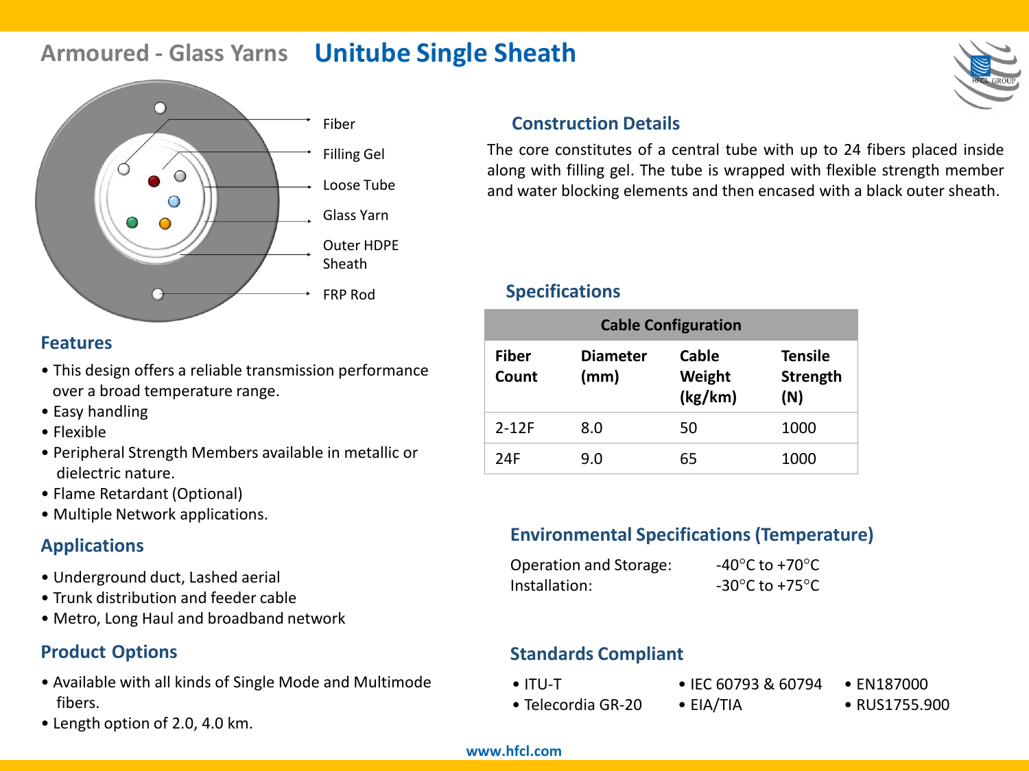# Armoured - Glass Yarns Unitube Single Sheath

Fiber

Filling Gel

Loose Tube

Glass Yarn

Outer HDPE Sheath

FRP Rod

## Features

- This design offers a reliable transmission performance over a broad temperature range.
- Easy handling
- Flexible
- Peripheral Strength Members available in metallic or dielectric nature.
- Flame Retardant (Optional)
- Multiple Network applications.

## Applications

- Underground duct, Lashed aerial
- Trunk distribution and feeder cable
- Metro, Long Haul and broadband network

## Product Options

- Available with all kinds of Single Mode and Multimode fibers.
- Length option of 2.0, 4.0 km.

## Construction Details

The core constitutes of a central tube with up to 24 fibers placed inside along with filling gel. The tube is wrapped with flexible strength member and water blocking elements and then encased with a black outer sheath.

## Specifications

| Cable Configuration | | | |
|---|---|---|---|
| **Fiber Count** | **Diameter (mm)** | **Cable Weight (kg/km)** | **Tensile Strength (N)** |
| 2-12F | 8.0 | 50 | 1000 |
| 24F | 9.0 | 65 | 1000 |

## Environmental Specifications (Temperature)

Operation and Storage: -40°C to +70°C

Installation: -30°C to +75°C

## Standards Compliant

- ITU-T
- Telecordia GR-20
- IEC 60793 & 60794
- EIA/TIA
- EN187000
- RUS1755.900

www.hfcl.com